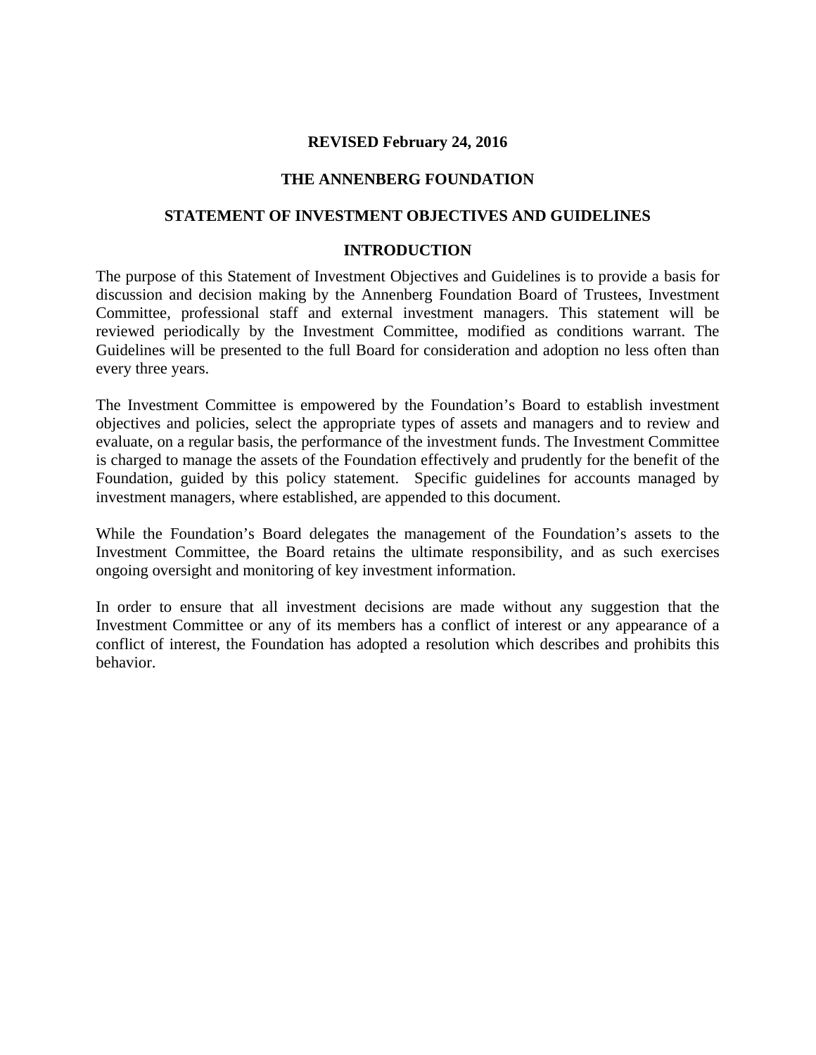**REVISED February 24, 2016**

# THE ANNENBERG FOUNDATION

## STATEMENT OF INVESTMENT OBJECTIVES AND GUIDELINES

### INTRODUCTION

The purpose of this Statement of Investment Objectives and Guidelines is to provide a basis for discussion and decision making by the Annenberg Foundation Board of Trustees, Investment Committee, professional staff and external investment managers. This statement will be reviewed periodically by the Investment Committee, modified as conditions warrant. The Guidelines will be presented to the full Board for consideration and adoption no less often than every three years.

The Investment Committee is empowered by the Foundation's Board to establish investment objectives and policies, select the appropriate types of assets and managers and to review and evaluate, on a regular basis, the performance of the investment funds. The Investment Committee is charged to manage the assets of the Foundation effectively and prudently for the benefit of the Foundation, guided by this policy statement. Specific guidelines for accounts managed by investment managers, where established, are appended to this document.

While the Foundation's Board delegates the management of the Foundation's assets to the Investment Committee, the Board retains the ultimate responsibility, and as such exercises ongoing oversight and monitoring of key investment information.

In order to ensure that all investment decisions are made without any suggestion that the Investment Committee or any of its members has a conflict of interest or any appearance of a conflict of interest, the Foundation has adopted a resolution which describes and prohibits this behavior.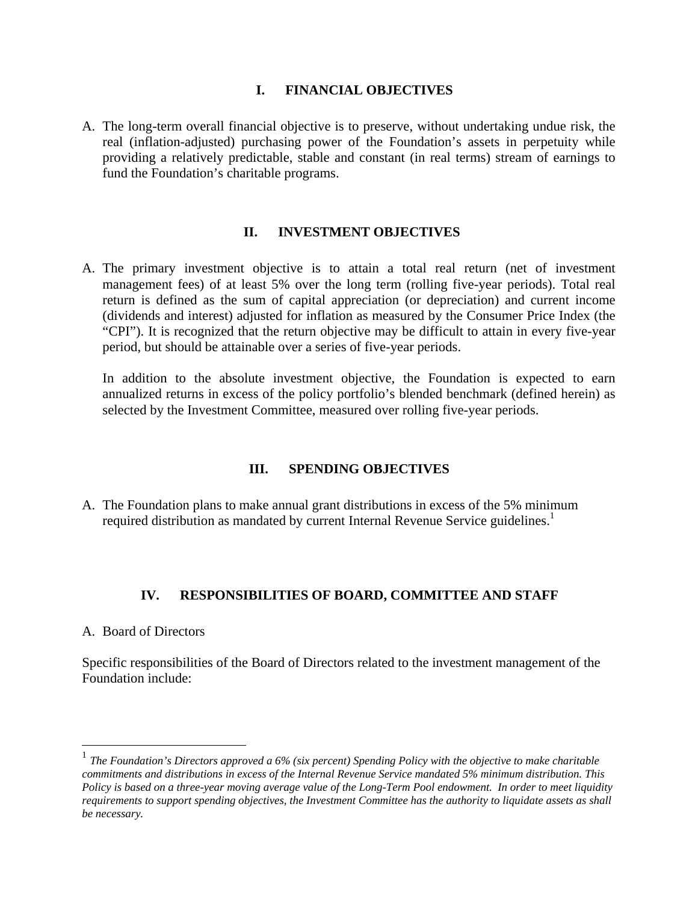## I. FINANCIAL OBJECTIVES

A. The long-term overall financial objective is to preserve, without undertaking undue risk, the real (inflation-adjusted) purchasing power of the Foundation's assets in perpetuity while providing a relatively predictable, stable and constant (in real terms) stream of earnings to fund the Foundation's charitable programs.

## II. INVESTMENT OBJECTIVES

A. The primary investment objective is to attain a total real return (net of investment management fees) of at least 5% over the long term (rolling five-year periods). Total real return is defined as the sum of capital appreciation (or depreciation) and current income (dividends and interest) adjusted for inflation as measured by the Consumer Price Index (the "CPI"). It is recognized that the return objective may be difficult to attain in every five-year period, but should be attainable over a series of five-year periods.

In addition to the absolute investment objective, the Foundation is expected to earn annualized returns in excess of the policy portfolio's blended benchmark (defined herein) as selected by the Investment Committee, measured over rolling five-year periods.

## III. SPENDING OBJECTIVES

A. The Foundation plans to make annual grant distributions in excess of the 5% minimum required distribution as mandated by current Internal Revenue Service guidelines.[1]

## IV. RESPONSIBILITIES OF BOARD, COMMITTEE AND STAFF

A. Board of Directors

Specific responsibilities of the Board of Directors related to the investment management of the Foundation include:

---

[1] *The Foundation's Directors approved a 6% (six percent) Spending Policy with the objective to make charitable commitments and distributions in excess of the Internal Revenue Service mandated 5% minimum distribution. This Policy is based on a three-year moving average value of the Long-Term Pool endowment. In order to meet liquidity requirements to support spending objectives, the Investment Committee has the authority to liquidate assets as shall be necessary.*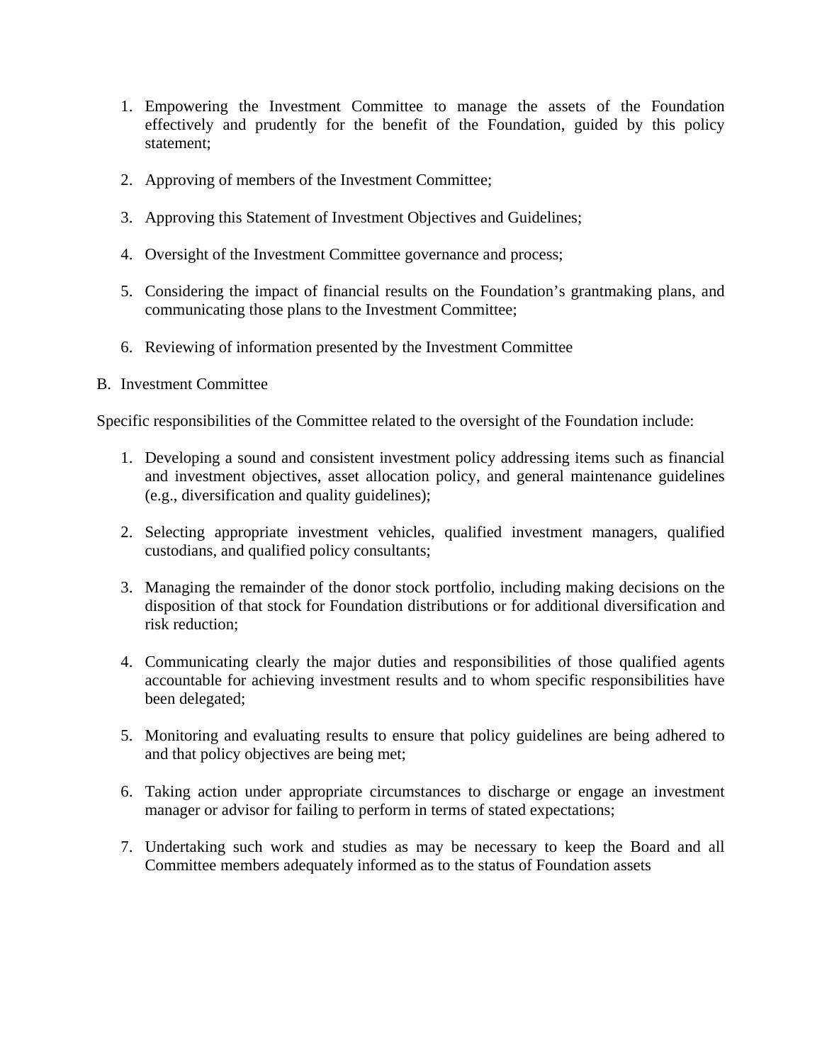1. Empowering the Investment Committee to manage the assets of the Foundation effectively and prudently for the benefit of the Foundation, guided by this policy statement;

2. Approving of members of the Investment Committee;

3. Approving this Statement of Investment Objectives and Guidelines;

4. Oversight of the Investment Committee governance and process;

5. Considering the impact of financial results on the Foundation's grantmaking plans, and communicating those plans to the Investment Committee;

6. Reviewing of information presented by the Investment Committee

B. Investment Committee

Specific responsibilities of the Committee related to the oversight of the Foundation include:

1. Developing a sound and consistent investment policy addressing items such as financial and investment objectives, asset allocation policy, and general maintenance guidelines (e.g., diversification and quality guidelines);

2. Selecting appropriate investment vehicles, qualified investment managers, qualified custodians, and qualified policy consultants;

3. Managing the remainder of the donor stock portfolio, including making decisions on the disposition of that stock for Foundation distributions or for additional diversification and risk reduction;

4. Communicating clearly the major duties and responsibilities of those qualified agents accountable for achieving investment results and to whom specific responsibilities have been delegated;

5. Monitoring and evaluating results to ensure that policy guidelines are being adhered to and that policy objectives are being met;

6. Taking action under appropriate circumstances to discharge or engage an investment manager or advisor for failing to perform in terms of stated expectations;

7. Undertaking such work and studies as may be necessary to keep the Board and all Committee members adequately informed as to the status of Foundation assets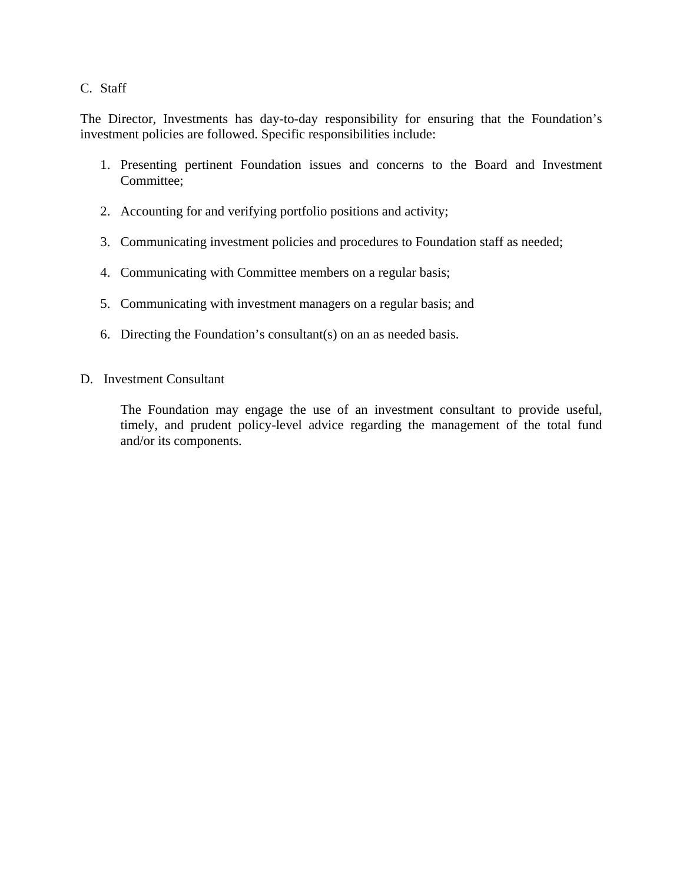C. Staff

The Director, Investments has day-to-day responsibility for ensuring that the Foundation's investment policies are followed. Specific responsibilities include:

1. Presenting pertinent Foundation issues and concerns to the Board and Investment Committee;

2. Accounting for and verifying portfolio positions and activity;

3. Communicating investment policies and procedures to Foundation staff as needed;

4. Communicating with Committee members on a regular basis;

5. Communicating with investment managers on a regular basis; and

6. Directing the Foundation's consultant(s) on an as needed basis.

D. Investment Consultant

The Foundation may engage the use of an investment consultant to provide useful, timely, and prudent policy-level advice regarding the management of the total fund and/or its components.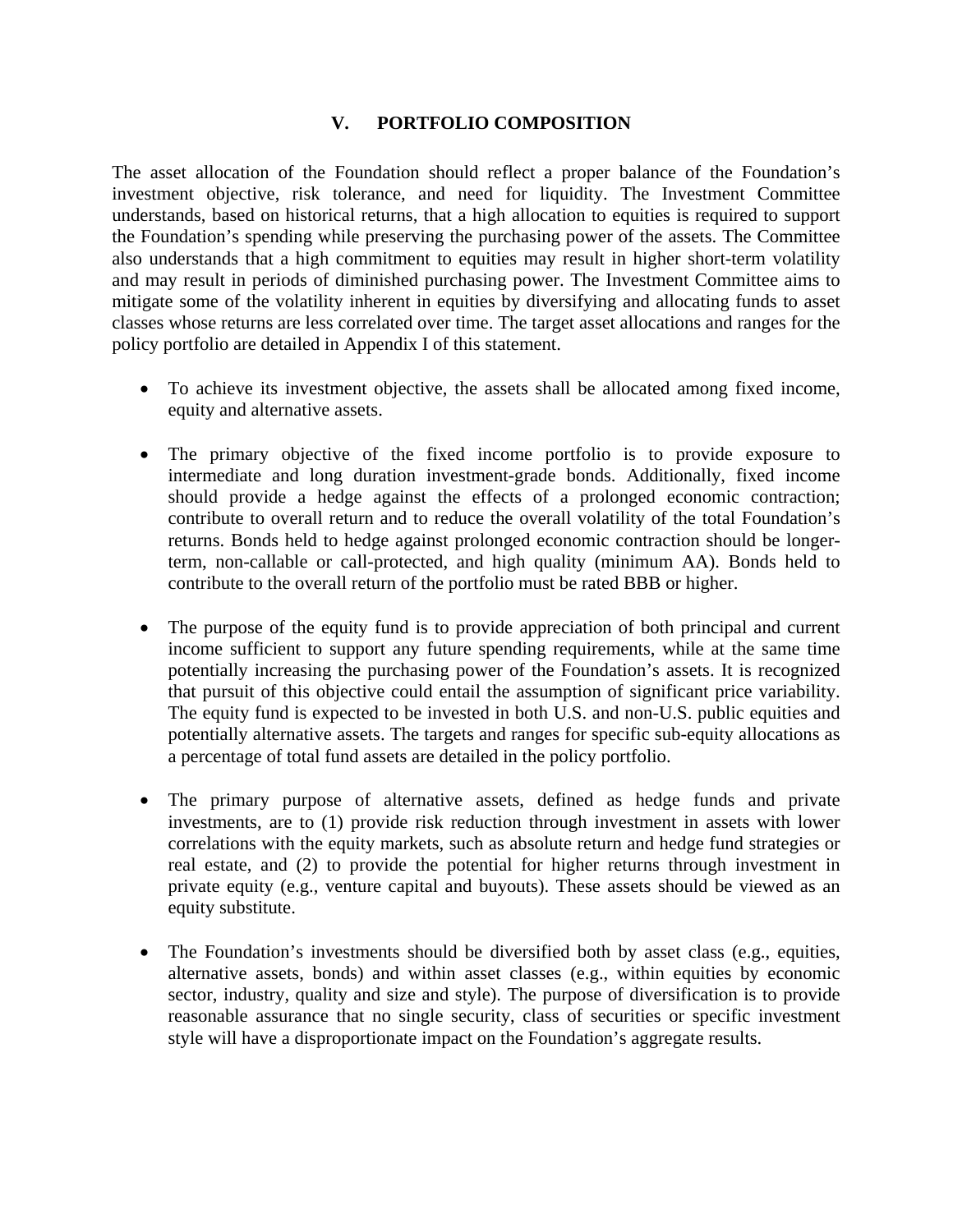## V. PORTFOLIO COMPOSITION

The asset allocation of the Foundation should reflect a proper balance of the Foundation's investment objective, risk tolerance, and need for liquidity. The Investment Committee understands, based on historical returns, that a high allocation to equities is required to support the Foundation's spending while preserving the purchasing power of the assets. The Committee also understands that a high commitment to equities may result in higher short-term volatility and may result in periods of diminished purchasing power. The Investment Committee aims to mitigate some of the volatility inherent in equities by diversifying and allocating funds to asset classes whose returns are less correlated over time. The target asset allocations and ranges for the policy portfolio are detailed in Appendix I of this statement.

- To achieve its investment objective, the assets shall be allocated among fixed income, equity and alternative assets.

- The primary objective of the fixed income portfolio is to provide exposure to intermediate and long duration investment-grade bonds. Additionally, fixed income should provide a hedge against the effects of a prolonged economic contraction; contribute to overall return and to reduce the overall volatility of the total Foundation's returns. Bonds held to hedge against prolonged economic contraction should be longer-term, non-callable or call-protected, and high quality (minimum AA). Bonds held to contribute to the overall return of the portfolio must be rated BBB or higher.

- The purpose of the equity fund is to provide appreciation of both principal and current income sufficient to support any future spending requirements, while at the same time potentially increasing the purchasing power of the Foundation's assets. It is recognized that pursuit of this objective could entail the assumption of significant price variability. The equity fund is expected to be invested in both U.S. and non-U.S. public equities and potentially alternative assets. The targets and ranges for specific sub-equity allocations as a percentage of total fund assets are detailed in the policy portfolio.

- The primary purpose of alternative assets, defined as hedge funds and private investments, are to (1) provide risk reduction through investment in assets with lower correlations with the equity markets, such as absolute return and hedge fund strategies or real estate, and (2) to provide the potential for higher returns through investment in private equity (e.g., venture capital and buyouts). These assets should be viewed as an equity substitute.

- The Foundation's investments should be diversified both by asset class (e.g., equities, alternative assets, bonds) and within asset classes (e.g., within equities by economic sector, industry, quality and size and style). The purpose of diversification is to provide reasonable assurance that no single security, class of securities or specific investment style will have a disproportionate impact on the Foundation's aggregate results.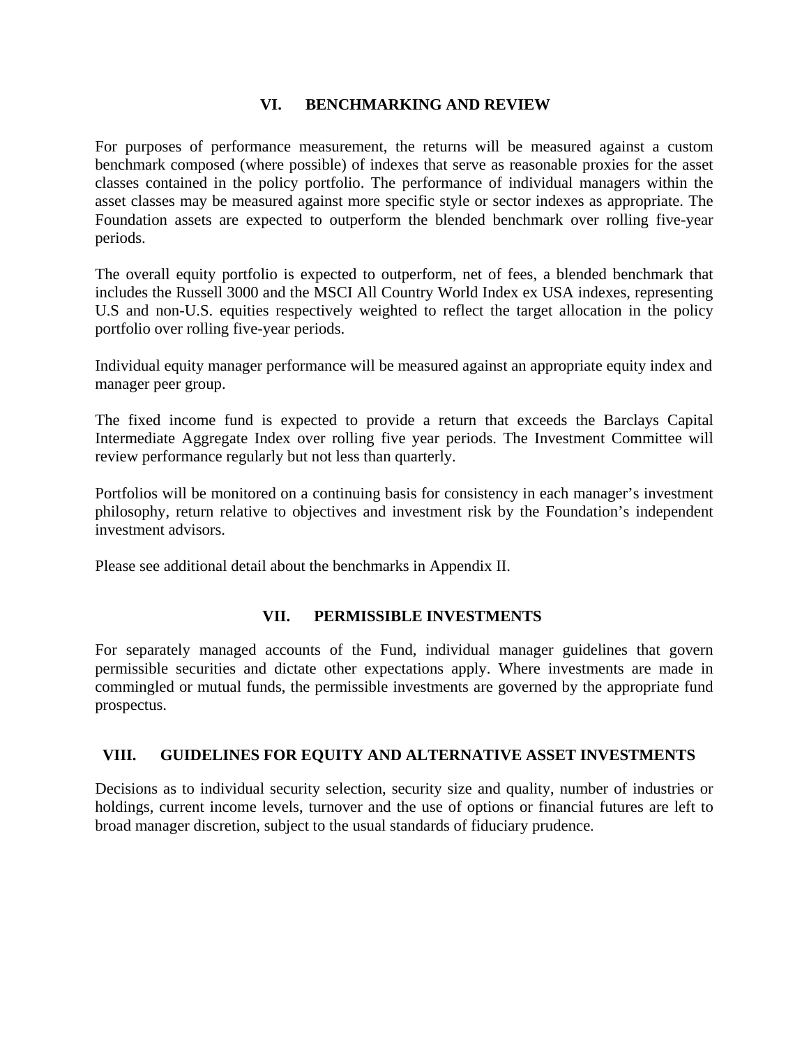## VI. BENCHMARKING AND REVIEW

For purposes of performance measurement, the returns will be measured against a custom benchmark composed (where possible) of indexes that serve as reasonable proxies for the asset classes contained in the policy portfolio. The performance of individual managers within the asset classes may be measured against more specific style or sector indexes as appropriate. The Foundation assets are expected to outperform the blended benchmark over rolling five-year periods.

The overall equity portfolio is expected to outperform, net of fees, a blended benchmark that includes the Russell 3000 and the MSCI All Country World Index ex USA indexes, representing U.S and non-U.S. equities respectively weighted to reflect the target allocation in the policy portfolio over rolling five-year periods.

Individual equity manager performance will be measured against an appropriate equity index and manager peer group.

The fixed income fund is expected to provide a return that exceeds the Barclays Capital Intermediate Aggregate Index over rolling five year periods. The Investment Committee will review performance regularly but not less than quarterly.

Portfolios will be monitored on a continuing basis for consistency in each manager's investment philosophy, return relative to objectives and investment risk by the Foundation's independent investment advisors.

Please see additional detail about the benchmarks in Appendix II.

## VII. PERMISSIBLE INVESTMENTS

For separately managed accounts of the Fund, individual manager guidelines that govern permissible securities and dictate other expectations apply. Where investments are made in commingled or mutual funds, the permissible investments are governed by the appropriate fund prospectus.

## VIII. GUIDELINES FOR EQUITY AND ALTERNATIVE ASSET INVESTMENTS

Decisions as to individual security selection, security size and quality, number of industries or holdings, current income levels, turnover and the use of options or financial futures are left to broad manager discretion, subject to the usual standards of fiduciary prudence.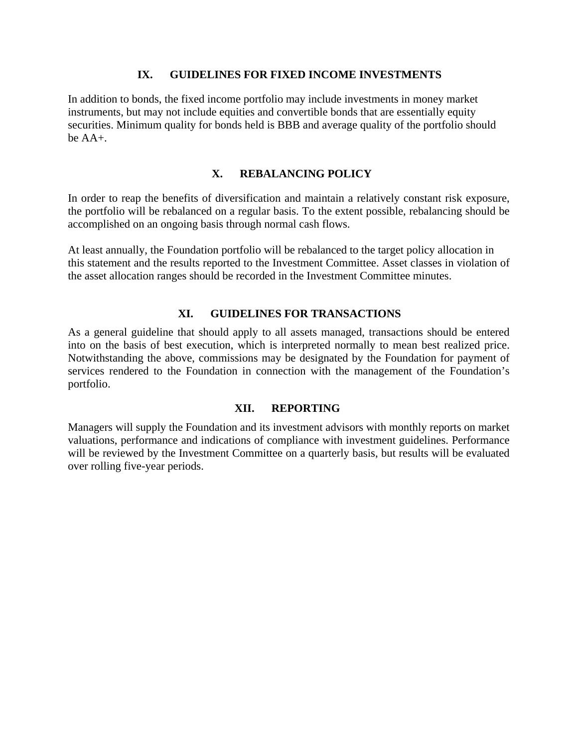## IX. GUIDELINES FOR FIXED INCOME INVESTMENTS

In addition to bonds, the fixed income portfolio may include investments in money market instruments, but may not include equities and convertible bonds that are essentially equity securities. Minimum quality for bonds held is BBB and average quality of the portfolio should be AA+.

## X. REBALANCING POLICY

In order to reap the benefits of diversification and maintain a relatively constant risk exposure, the portfolio will be rebalanced on a regular basis. To the extent possible, rebalancing should be accomplished on an ongoing basis through normal cash flows.

At least annually, the Foundation portfolio will be rebalanced to the target policy allocation in this statement and the results reported to the Investment Committee. Asset classes in violation of the asset allocation ranges should be recorded in the Investment Committee minutes.

## XI. GUIDELINES FOR TRANSACTIONS

As a general guideline that should apply to all assets managed, transactions should be entered into on the basis of best execution, which is interpreted normally to mean best realized price. Notwithstanding the above, commissions may be designated by the Foundation for payment of services rendered to the Foundation in connection with the management of the Foundation's portfolio.

## XII. REPORTING

Managers will supply the Foundation and its investment advisors with monthly reports on market valuations, performance and indications of compliance with investment guidelines. Performance will be reviewed by the Investment Committee on a quarterly basis, but results will be evaluated over rolling five-year periods.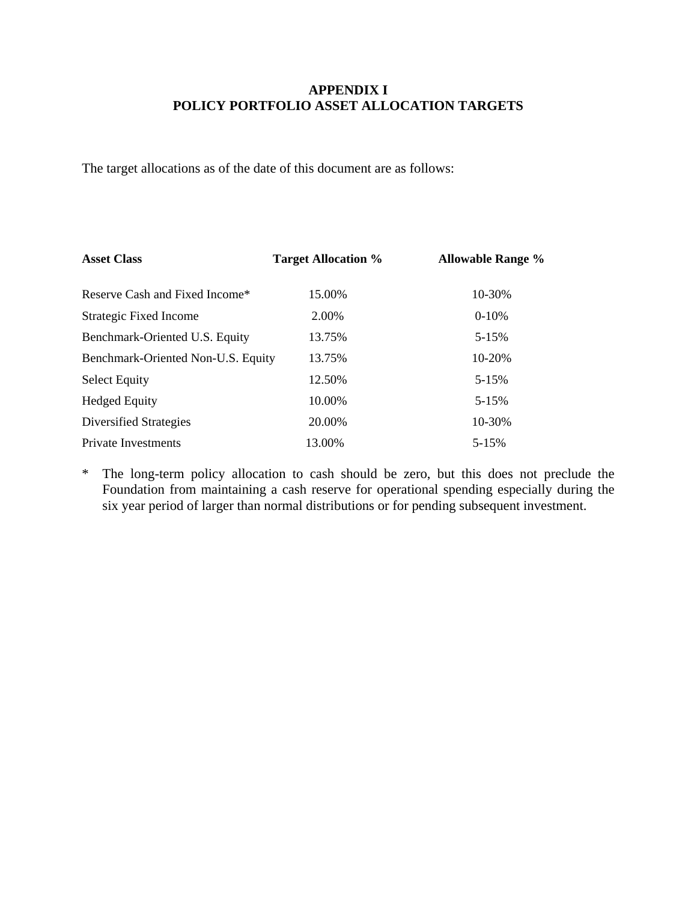# APPENDIX I
# POLICY PORTFOLIO ASSET ALLOCATION TARGETS

The target allocations as of the date of this document are as follows:

| Asset Class | Target Allocation % | Allowable Range % |
|---|---|---|
| Reserve Cash and Fixed Income* | 15.00% | 10-30% |
| Strategic Fixed Income | 2.00% | 0-10% |
| Benchmark-Oriented U.S. Equity | 13.75% | 5-15% |
| Benchmark-Oriented Non-U.S. Equity | 13.75% | 10-20% |
| Select Equity | 12.50% | 5-15% |
| Hedged Equity | 10.00% | 5-15% |
| Diversified Strategies | 20.00% | 10-30% |
| Private Investments | 13.00% | 5-15% |

\* The long-term policy allocation to cash should be zero, but this does not preclude the Foundation from maintaining a cash reserve for operational spending especially during the six year period of larger than normal distributions or for pending subsequent investment.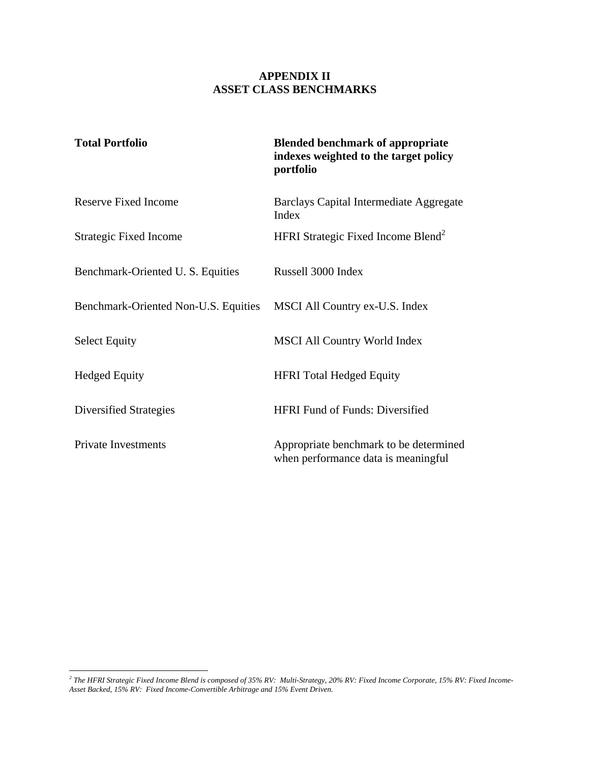# APPENDIX II
# ASSET CLASS BENCHMARKS

| | |
|---|---|
| **Total Portfolio** | **Blended benchmark of appropriate indexes weighted to the target policy portfolio** |
| Reserve Fixed Income | Barclays Capital Intermediate Aggregate Index |
| Strategic Fixed Income | HFRI Strategic Fixed Income Blend[2] |
| Benchmark-Oriented U. S. Equities | Russell 3000 Index |
| Benchmark-Oriented Non-U.S. Equities | MSCI All Country ex-U.S. Index |
| Select Equity | MSCI All Country World Index |
| Hedged Equity | HFRI Total Hedged Equity |
| Diversified Strategies | HFRI Fund of Funds: Diversified |
| Private Investments | Appropriate benchmark to be determined when performance data is meaningful |

*[2] The HFRI Strategic Fixed Income Blend is composed of 35% RV: Multi-Strategy, 20% RV: Fixed Income Corporate, 15% RV: Fixed Income-Asset Backed, 15% RV: Fixed Income-Convertible Arbitrage and 15% Event Driven.*